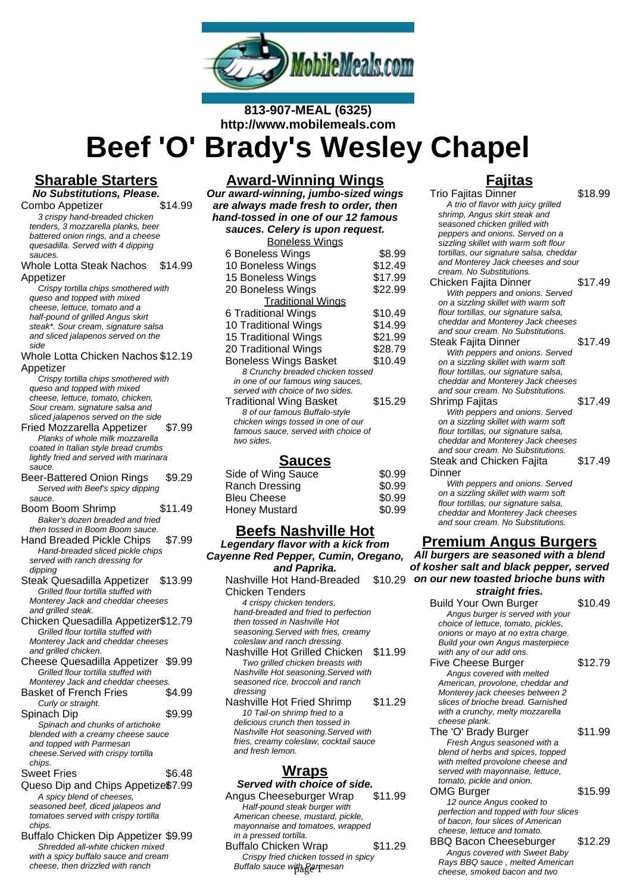813-907-MEAL (6325)
http://www.mobilemeals.com

# Beef 'O' Brady's Wesley Chapel

## Sharable Starters

**No Substitutions, Please.**

**Combo Appetizer** — $14.99
*3 crispy hand-breaded chicken tenders, 3 mozzarella planks, beer battered onion rings, and a cheese quesadilla. Served with 4 dipping sauces.*

**Whole Lotta Steak Nachos Appetizer** — $14.99
*Crispy tortilla chips smothered with queso and topped with mixed cheese, lettuce, tomato and a half-pound of grilled Angus skirt steak*. Sour cream, signature salsa and sliced jalapenos served on the side*

**Whole Lotta Chicken Nachos Appetizer** — $12.19
*Crispy tortilla chips smothered with queso and topped with mixed cheese, lettuce, tomato, chicken, Sour cream, signature salsa and sliced jalapenos served on the side*

**Fried Mozzarella Appetizer** — $7.99
*Planks of whole milk mozzarella coated in Italian style bread crumbs lightly fried and served with marinara sauce.*

**Beer-Battered Onion Rings** — $9.29
*Served with Beef's spicy dipping sauce.*

**Boom Boom Shrimp** — $11.49
*Baker's dozen breaded and fried then tossed in Boom Boom sauce.*

**Hand Breaded Pickle Chips** — $7.99
*Hand-breaded sliced pickle chips served with ranch dressing for dipping*

**Steak Quesadilla Appetizer** — $13.99
*Grilled flour tortilla stuffed with Monterey Jack and cheddar cheeses and grilled steak.*

**Chicken Quesadilla Appetizer** — $12.79
*Grilled flour tortilla stuffed with Monterey Jack and cheddar cheeses and grilled chicken.*

**Cheese Quesadilla Appetizer** — $9.99
*Grilled flour tortilla stuffed with Monterey Jack and cheddar cheeses.*

**Basket of French Fries** — $4.99
*Curly or straight.*

**Spinach Dip** — $9.99
*Spinach and chunks of artichoke blended with a creamy cheese sauce and topped with Parmesan cheese.Served with crispy tortilla chips.*

**Sweet Fries** — $6.48

**Queso Dip and Chips Appetizer** — $7.99
*A spicy blend of cheeses, seasoned beef, diced jalapeos and tomatoes served with crispy tortilla chips.*

**Buffalo Chicken Dip Appetizer** — $9.99
*Shredded all-white chicken mixed with a spicy buffalo sauce and cream cheese, then drizzled with ranch*

## Award-Winning Wings

***Our award-winning, jumbo-sized wings are always made fresh to order, then hand-tossed in one of our 12 famous sauces. Celery is upon request.***

### Boneless Wings

| Item | Price |
|---|---|
| 6 Boneless Wings | $8.99 |
| 10 Boneless Wings | $12.49 |
| 15 Boneless Wings | $17.99 |
| 20 Boneless Wings | $22.99 |

### Traditional Wings

| Item | Price |
|---|---|
| 6 Traditional Wings | $10.49 |
| 10 Traditional Wings | $14.99 |
| 15 Traditional Wings | $21.99 |
| 20 Traditional Wings | $28.79 |

**Boneless Wings Basket** — $10.49
*8 Crunchy breaded chicken tossed in one of our famous wing sauces, served with choice of two sides.*

**Traditional Wing Basket** — $15.29
*8 of our famous Buffalo-style chicken wings tossed in one of our famous sauce, served with choice of two sides.*

## Sauces

| Item | Price |
|---|---|
| Side of Wing Sauce | $0.99 |
| Ranch Dressing | $0.99 |
| Bleu Cheese | $0.99 |
| Honey Mustard | $0.99 |

## Beefs Nashville Hot

***Legendary flavor with a kick from Cayenne Red Pepper, Cumin, Oregano, and Paprika.***

**Nashville Hot Hand-Breaded Chicken Tenders** — $10.29
*4 crispy chicken tenders, hand-breaded and fried to perfection then tossed in Nashville Hot seasoning.Served with fries, creamy coleslaw and ranch dressing.*

**Nashville Hot Grilled Chicken** — $11.99
*Two grilled chicken breasts with Nashville Hot seasoning.Served with seasoned rice, broccoli and ranch dressing*

**Nashville Hot Fried Shrimp** — $11.29
*10 Tail-on shrimp fried to a delicious crunch then tossed in Nashville Hot seasoning.Served with fries, creamy coleslaw, cocktail sauce and fresh lemon.*

## Wraps

***Served with choice of side.***

**Angus Cheeseburger Wrap** — $11.99
*Half-pound steak burger with American cheese, mustard, pickle, mayonnaise and tomatoes, wrapped in a pressed tortilla.*

**Buffalo Chicken Wrap** — $11.29
*Crispy fried chicken tossed in spicy Buffalo sauce with Parmesan*

## Fajitas

**Trio Fajitas Dinner** — $18.99
*A trio of flavor with juicy grilled shrimp, Angus skirt steak and seasoned chicken grilled with peppers and onions. Served on a sizzling skillet with warm soft flour tortillas, our signature salsa, cheddar and Monterey Jack cheeses and sour cream. No Substitutions.*

**Chicken Fajita Dinner** — $17.49
*With peppers and onions. Served on a sizzling skillet with warm soft flour tortillas, our signature salsa, cheddar and Monterey Jack cheeses and sour cream. No Substitutions.*

**Steak Fajita Dinner** — $17.49
*With peppers and onions. Served on a sizzling skillet with warm soft flour tortillas, our signature salsa, cheddar and Monterey Jack cheeses and sour cream. No Substitutions.*

**Shrimp Fajitas** — $17.49
*With peppers and onions. Served on a sizzling skillet with warm soft flour tortillas, our signature salsa, cheddar and Monterey Jack cheeses and sour cream. No Substitutions.*

**Steak and Chicken Fajita Dinner** — $17.49
*With peppers and onions. Served on a sizzling skillet with warm soft flour tortillas, our signature salsa, cheddar and Monterey Jack cheeses and sour cream. No Substitutions.*

## Premium Angus Burgers

***All burgers are seasoned with a blend of kosher salt and black pepper, served on our new toasted brioche buns with straight fries.***

**Build Your Own Burger** — $10.49
*Angus burger is served with your choice of lettuce, tomato, pickles, onions or mayo at no extra charge. Build your own Angus masterpiece with any of our add ons.*

**Five Cheese Burger** — $12.79
*Angus covered with melted American, provolone, cheddar and Monterey jack cheeses between 2 slices of brioche bread. Garnished with a crunchy, melty mozzarella cheese plank.*

**The 'O' Brady Burger** — $11.99
*Fresh Angus seasoned with a blend of herbs and spices, topped with melted provolone cheese and served with mayonnaise, lettuce, tomato, pickle and onion.*

**OMG Burger** — $15.99
*12 ounce Angus cooked to perfection and topped with four slices of bacon, four slices of American cheese, lettuce and tomato.*

**BBQ Bacon Cheeseburger** — $12.29
*Angus covered with Sweet Baby Rays BBQ sauce , melted American cheese, smoked bacon and two*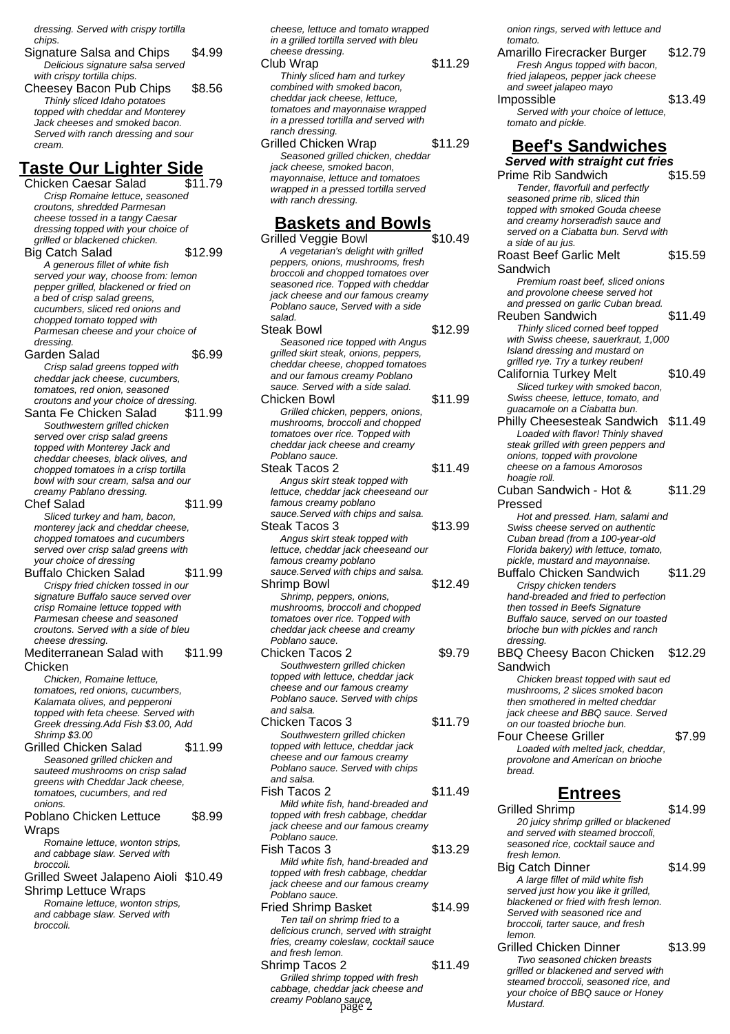*dressing. Served with crispy tortilla chips.*

**Signature Salsa and Chips** $4.99
*Delicious signature salsa served with crispy tortilla chips.*

**Cheesey Bacon Pub Chips** $8.56
*Thinly sliced Idaho potatoes topped with cheddar and Monterey Jack cheeses and smoked bacon. Served with ranch dressing and sour cream.*

## Taste Our Lighter Side

**Chicken Caesar Salad** $11.79
*Crisp Romaine lettuce, seasoned croutons, shredded Parmesan cheese tossed in a tangy Caesar dressing topped with your choice of grilled or blackened chicken.*

**Big Catch Salad** $12.99
*A generous fillet of white fish served your way, choose from: lemon pepper grilled, blackened or fried on a bed of crisp salad greens, cucumbers, sliced red onions and chopped tomato topped with Parmesan cheese and your choice of dressing.*

**Garden Salad** $6.99
*Crisp salad greens topped with cheddar jack cheese, cucumbers, tomatoes, red onion, seasoned croutons and your choice of dressing.*

**Santa Fe Chicken Salad** $11.99
*Southwestern grilled chicken served over crisp salad greens topped with Monterey Jack and cheddar cheeses, black olives, and chopped tomatoes in a crisp tortilla bowl with sour cream, salsa and our creamy Pablano dressing.*

**Chef Salad** $11.99
*Sliced turkey and ham, bacon, monterey jack and cheddar cheese, chopped tomatoes and cucumbers served over crisp salad greens with your choice of dressing*

**Buffalo Chicken Salad** $11.99
*Crispy fried chicken tossed in our signature Buffalo sauce served over crisp Romaine lettuce topped with Parmesan cheese and seasoned croutons. Served with a side of bleu cheese dressing.*

**Mediterranean Salad with Chicken** $11.99
*Chicken, Romaine lettuce, tomatoes, red onions, cucumbers, Kalamata olives, and pepperoni topped with feta cheese. Served with Greek dressing.Add Fish $3.00, Add Shrimp $3.00*

**Grilled Chicken Salad** $11.99
*Seasoned grilled chicken and sauteed mushrooms on crisp salad greens with Cheddar Jack cheese, tomatoes, cucumbers, and red onions.*

**Poblano Chicken Lettuce Wraps** $8.99
*Romaine lettuce, wonton strips, and cabbage slaw. Served with broccoli.*

**Grilled Sweet Jalapeno Aioli Shrimp Lettuce Wraps** $10.49
*Romaine lettuce, wonton strips, and cabbage slaw. Served with broccoli.*

*cheese, lettuce and tomato wrapped in a grilled tortilla served with bleu cheese dressing.*

**Club Wrap** $11.29
*Thinly sliced ham and turkey combined with smoked bacon, cheddar jack cheese, lettuce, tomatoes and mayonnaise wrapped in a pressed tortilla and served with ranch dressing.*

**Grilled Chicken Wrap** $11.29
*Seasoned grilled chicken, cheddar jack cheese, smoked bacon, mayonnaise, lettuce and tomatoes wrapped in a pressed tortilla served with ranch dressing.*

## Baskets and Bowls

**Grilled Veggie Bowl** $10.49
*A vegetarian's delight with grilled peppers, onions, mushrooms, fresh broccoli and chopped tomatoes over seasoned rice. Topped with cheddar jack cheese and our famous creamy Poblano sauce, Served with a side salad.*

**Steak Bowl** $12.99
*Seasoned rice topped with Angus grilled skirt steak, onions, peppers, cheddar cheese, chopped tomatoes and our famous creamy Poblano sauce. Served with a side salad.*

**Chicken Bowl** $11.99
*Grilled chicken, peppers, onions, mushrooms, broccoli and chopped tomatoes over rice. Topped with cheddar jack cheese and creamy Poblano sauce.*

**Steak Tacos 2** $11.49
*Angus skirt steak topped with lettuce, cheddar jack cheeseand our famous creamy poblano sauce.Served with chips and salsa.*

**Steak Tacos 3** $13.99
*Angus skirt steak topped with lettuce, cheddar jack cheeseand our famous creamy poblano sauce.Served with chips and salsa.*

**Shrimp Bowl** $12.49
*Shrimp, peppers, onions, mushrooms, broccoli and chopped tomatoes over rice. Topped with cheddar jack cheese and creamy Poblano sauce.*

**Chicken Tacos 2** $9.79
*Southwestern grilled chicken topped with lettuce, cheddar jack cheese and our famous creamy Poblano sauce. Served with chips and salsa.*

**Chicken Tacos 3** $11.79
*Southwestern grilled chicken topped with lettuce, cheddar jack cheese and our famous creamy Poblano sauce. Served with chips and salsa.*

**Fish Tacos 2** $11.49
*Mild white fish, hand-breaded and topped with fresh cabbage, cheddar jack cheese and our famous creamy Poblano sauce.*

**Fish Tacos 3** $13.29
*Mild white fish, hand-breaded and topped with fresh cabbage, cheddar jack cheese and our famous creamy Poblano sauce.*

**Fried Shrimp Basket** $14.99
*Ten tail on shrimp fried to a delicious crunch, served with straight fries, creamy coleslaw, cocktail sauce and fresh lemon.*

**Shrimp Tacos 2** $11.49
*Grilled shrimp topped with fresh cabbage, cheddar jack cheese and creamy Poblano sauce.*

*onion rings, served with lettuce and tomato.*

**Amarillo Firecracker Burger** $12.79
*Fresh Angus topped with bacon, fried jalapeos, pepper jack cheese and sweet jalapeo mayo*

**Impossible** $13.49
*Served with your choice of lettuce, tomato and pickle.*

## Beef's Sandwiches

***Served with straight cut fries***

**Prime Rib Sandwich** $15.59
*Tender, flavorfull and perfectly seasoned prime rib, sliced thin topped with smoked Gouda cheese and creamy horseradish sauce and served on a Ciabatta bun. Servd with a side of au jus.*

**Roast Beef Garlic Melt Sandwich** $15.59
*Premium roast beef, sliced onions and provolone cheese served hot and pressed on garlic Cuban bread.*

**Reuben Sandwich** $11.49
*Thinly sliced corned beef topped with Swiss cheese, sauerkraut, 1,000 Island dressing and mustard on grilled rye. Try a turkey reuben!*

**California Turkey Melt** $10.49
*Sliced turkey with smoked bacon, Swiss cheese, lettuce, tomato, and guacamole on a Ciabatta bun.*

**Philly Cheesesteak Sandwich** $11.49
*Loaded with flavor! Thinly shaved steak grilled with green peppers and onions, topped with provolone cheese on a famous Amorosos hoagie roll.*

**Cuban Sandwich - Hot & Pressed** $11.29
*Hot and pressed. Ham, salami and Swiss cheese served on authentic Cuban bread (from a 100-year-old Florida bakery) with lettuce, tomato, pickle, mustard and mayonnaise.*

**Buffalo Chicken Sandwich** $11.29
*Crispy chicken tenders hand-breaded and fried to perfection then tossed in Beefs Signature Buffalo sauce, served on our toasted brioche bun with pickles and ranch dressing.*

**BBQ Cheesy Bacon Chicken Sandwich** $12.29
*Chicken breast topped with saut ed mushrooms, 2 slices smoked bacon then smothered in melted cheddar jack cheese and BBQ sauce. Served on our toasted brioche bun.*

**Four Cheese Griller** $7.99
*Loaded with melted jack, cheddar, provolone and American on brioche bread.*

## Entrees

**Grilled Shrimp** $14.99
*20 juicy shrimp grilled or blackened and served with steamed broccoli, seasoned rice, cocktail sauce and fresh lemon.*

**Big Catch Dinner** $14.99
*A large fillet of mild white fish served just how you like it grilled, blackened or fried with fresh lemon. Served with seasoned rice and broccoli, tarter sauce, and fresh lemon.*

**Grilled Chicken Dinner** $13.99
*Two seasoned chicken breasts grilled or blackened and served with steamed broccoli, seasoned rice, and your choice of BBQ sauce or Honey Mustard.*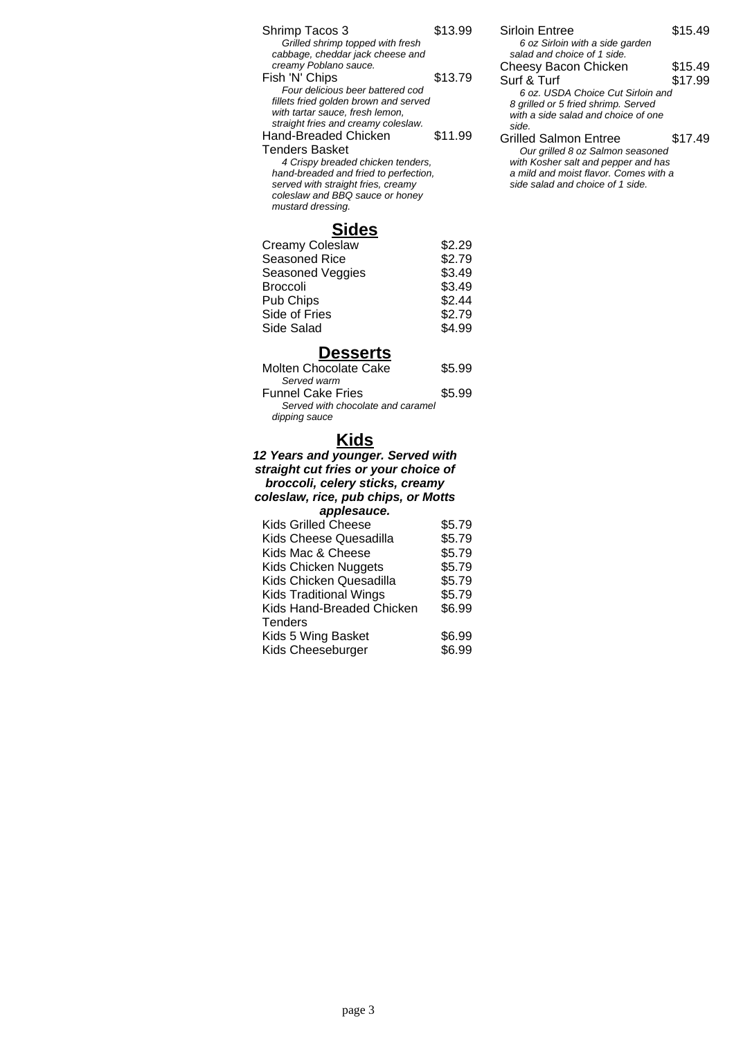Shrimp Tacos 3 $13.99

*Grilled shrimp topped with fresh cabbage, cheddar jack cheese and creamy Poblano sauce.*

Fish 'N' Chips $13.79

*Four delicious beer battered cod fillets fried golden brown and served with tartar sauce, fresh lemon, straight fries and creamy coleslaw.*

Hand-Breaded Chicken Tenders Basket $11.99

*4 Crispy breaded chicken tenders, hand-breaded and fried to perfection, served with straight fries, creamy coleslaw and BBQ sauce or honey mustard dressing.*

## Sides

| | |
|---|---|
| Creamy Coleslaw | $2.29 |
| Seasoned Rice | $2.79 |
| Seasoned Veggies | $3.49 |
| Broccoli | $3.49 |
| Pub Chips | $2.44 |
| Side of Fries | $2.79 |
| Side Salad | $4.99 |

## Desserts

Molten Chocolate Cake $5.99

*Served warm*

Funnel Cake Fries $5.99

*Served with chocolate and caramel dipping sauce*

## Kids

***12 Years and younger. Served with straight cut fries or your choice of broccoli, celery sticks, creamy coleslaw, rice, pub chips, or Motts applesauce.***

| | |
|---|---|
| Kids Grilled Cheese | $5.79 |
| Kids Cheese Quesadilla | $5.79 |
| Kids Mac & Cheese | $5.79 |
| Kids Chicken Nuggets | $5.79 |
| Kids Chicken Quesadilla | $5.79 |
| Kids Traditional Wings | $5.79 |
| Kids Hand-Breaded Chicken Tenders | $6.99 |
| Kids 5 Wing Basket | $6.99 |
| Kids Cheeseburger | $6.99 |

Sirloin Entree $15.49

*6 oz Sirloin with a side garden salad and choice of 1 side.*

Cheesy Bacon Chicken $15.49

Surf & Turf $17.99

*6 oz. USDA Choice Cut Sirloin and 8 grilled or 5 fried shrimp. Served with a side salad and choice of one side.*

Grilled Salmon Entree $17.49

*Our grilled 8 oz Salmon seasoned with Kosher salt and pepper and has a mild and moist flavor. Comes with a side salad and choice of 1 side.*